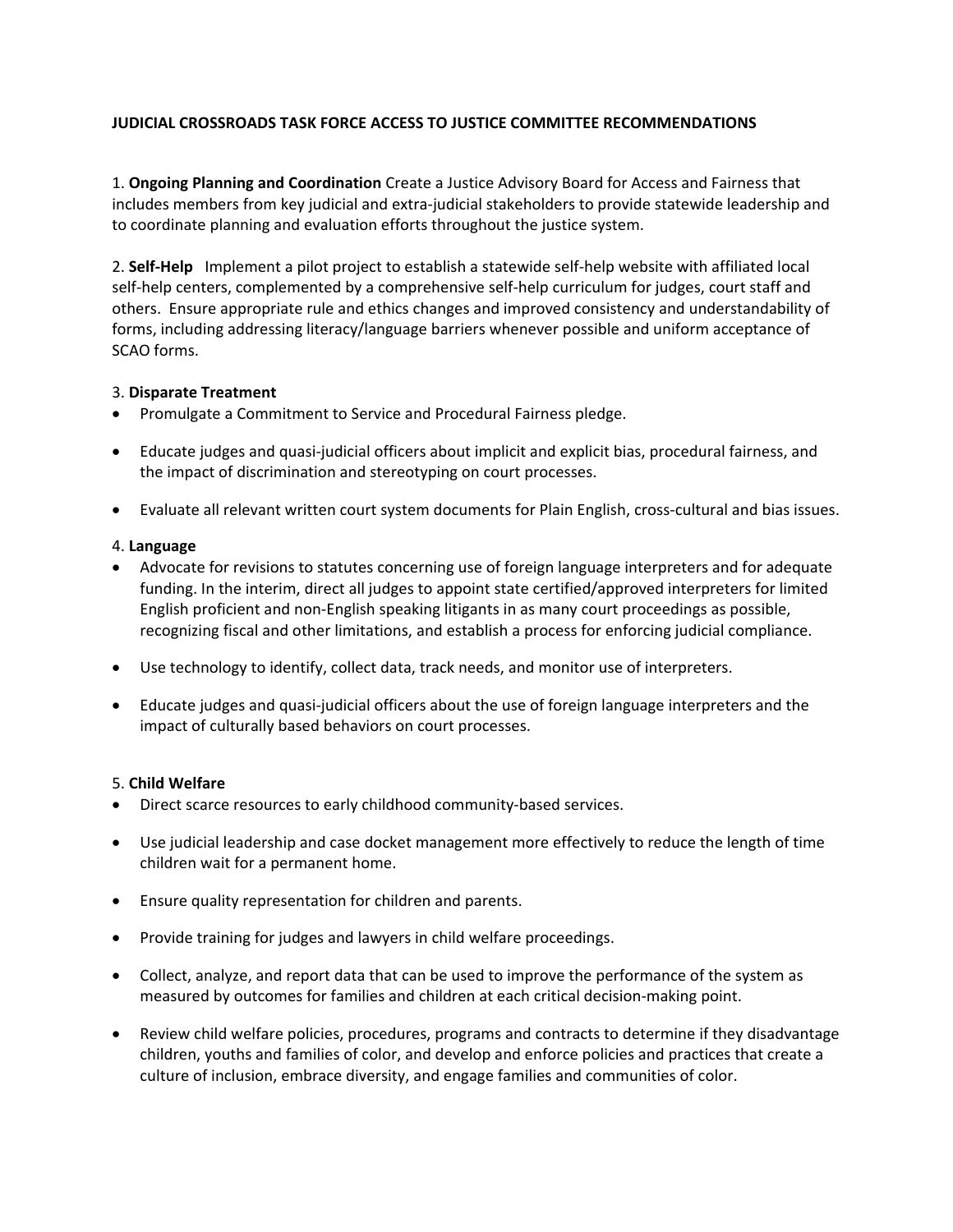**JUDICIAL CROSSROADS TASK FORCE ACCESS TO JUSTICE COMMITTEE RECOMMENDATIONS**

1. **Ongoing Planning and Coordination** Create a Justice Advisory Board for Access and Fairness that includes members from key judicial and extra-judicial stakeholders to provide statewide leadership and to coordinate planning and evaluation efforts throughout the justice system.

2. **Self-Help** Implement a pilot project to establish a statewide self-help website with affiliated local self-help centers, complemented by a comprehensive self-help curriculum for judges, court staff and others. Ensure appropriate rule and ethics changes and improved consistency and understandability of forms, including addressing literacy/language barriers whenever possible and uniform acceptance of SCAO forms.

3. **Disparate Treatment**

- Promulgate a Commitment to Service and Procedural Fairness pledge.
- Educate judges and quasi-judicial officers about implicit and explicit bias, procedural fairness, and the impact of discrimination and stereotyping on court processes.
- Evaluate all relevant written court system documents for Plain English, cross-cultural and bias issues.

4. **Language**

- Advocate for revisions to statutes concerning use of foreign language interpreters and for adequate funding. In the interim, direct all judges to appoint state certified/approved interpreters for limited English proficient and non-English speaking litigants in as many court proceedings as possible, recognizing fiscal and other limitations, and establish a process for enforcing judicial compliance.
- Use technology to identify, collect data, track needs, and monitor use of interpreters.
- Educate judges and quasi-judicial officers about the use of foreign language interpreters and the impact of culturally based behaviors on court processes.

5. **Child Welfare**

- Direct scarce resources to early childhood community-based services.
- Use judicial leadership and case docket management more effectively to reduce the length of time children wait for a permanent home.
- Ensure quality representation for children and parents.
- Provide training for judges and lawyers in child welfare proceedings.
- Collect, analyze, and report data that can be used to improve the performance of the system as measured by outcomes for families and children at each critical decision-making point.
- Review child welfare policies, procedures, programs and contracts to determine if they disadvantage children, youths and families of color, and develop and enforce policies and practices that create a culture of inclusion, embrace diversity, and engage families and communities of color.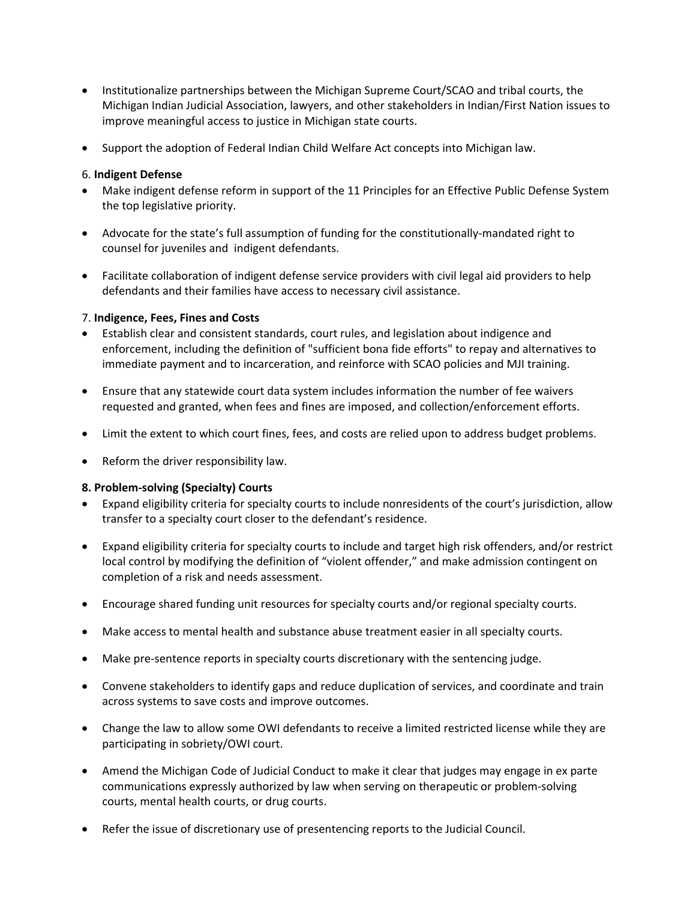- Institutionalize partnerships between the Michigan Supreme Court/SCAO and tribal courts, the Michigan Indian Judicial Association, lawyers, and other stakeholders in Indian/First Nation issues to improve meaningful access to justice in Michigan state courts.

- Support the adoption of Federal Indian Child Welfare Act concepts into Michigan law.

6. **Indigent Defense**

- Make indigent defense reform in support of the 11 Principles for an Effective Public Defense System the top legislative priority.

- Advocate for the state's full assumption of funding for the constitutionally-mandated right to counsel for juveniles and indigent defendants.

- Facilitate collaboration of indigent defense service providers with civil legal aid providers to help defendants and their families have access to necessary civil assistance.

7. **Indigence, Fees, Fines and Costs**

- Establish clear and consistent standards, court rules, and legislation about indigence and enforcement, including the definition of "sufficient bona fide efforts" to repay and alternatives to immediate payment and to incarceration, and reinforce with SCAO policies and MJI training.

- Ensure that any statewide court data system includes information the number of fee waivers requested and granted, when fees and fines are imposed, and collection/enforcement efforts.

- Limit the extent to which court fines, fees, and costs are relied upon to address budget problems.

- Reform the driver responsibility law.

**8. Problem-solving (Specialty) Courts**

- Expand eligibility criteria for specialty courts to include nonresidents of the court's jurisdiction, allow transfer to a specialty court closer to the defendant's residence.

- Expand eligibility criteria for specialty courts to include and target high risk offenders, and/or restrict local control by modifying the definition of "violent offender," and make admission contingent on completion of a risk and needs assessment.

- Encourage shared funding unit resources for specialty courts and/or regional specialty courts.

- Make access to mental health and substance abuse treatment easier in all specialty courts.

- Make pre-sentence reports in specialty courts discretionary with the sentencing judge.

- Convene stakeholders to identify gaps and reduce duplication of services, and coordinate and train across systems to save costs and improve outcomes.

- Change the law to allow some OWI defendants to receive a limited restricted license while they are participating in sobriety/OWI court.

- Amend the Michigan Code of Judicial Conduct to make it clear that judges may engage in ex parte communications expressly authorized by law when serving on therapeutic or problem-solving courts, mental health courts, or drug courts.

- Refer the issue of discretionary use of presentencing reports to the Judicial Council.